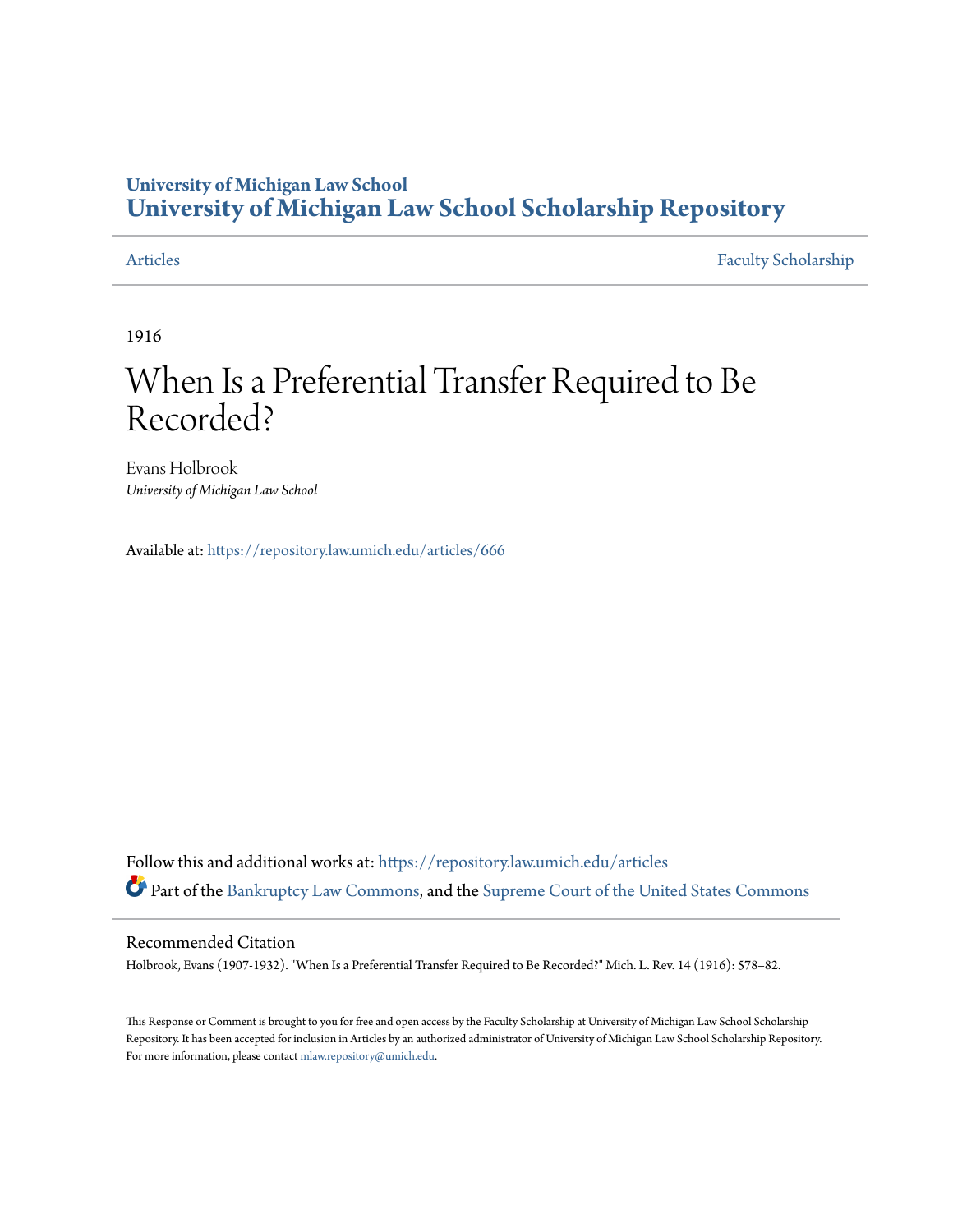# University of Michigan Law School
# University of Michigan Law School Scholarship Repository

Articles | Faculty Scholarship

1916

# When Is a Preferential Transfer Required to Be Recorded?

Evans Holbrook
*University of Michigan Law School*

Available at: https://repository.law.umich.edu/articles/666

Follow this and additional works at: https://repository.law.umich.edu/articles

Part of the Bankruptcy Law Commons, and the Supreme Court of the United States Commons

## Recommended Citation

Holbrook, Evans (1907-1932). "When Is a Preferential Transfer Required to Be Recorded?" Mich. L. Rev. 14 (1916): 578–82.

This Response or Comment is brought to you for free and open access by the Faculty Scholarship at University of Michigan Law School Scholarship Repository. It has been accepted for inclusion in Articles by an authorized administrator of University of Michigan Law School Scholarship Repository. For more information, please contact mlaw.repository@umich.edu.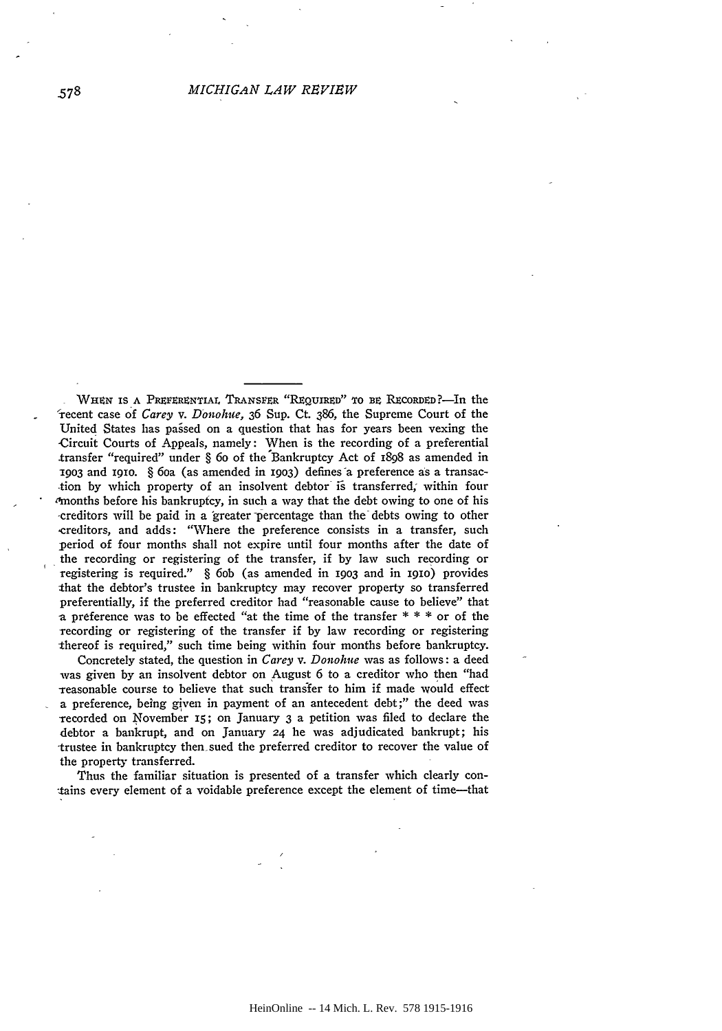WHEN IS A PREFERENTIAL TRANSFER "REQUIRED" TO BE RECORDED?—In the recent case of *Carey* v. *Donohue*, 36 Sup. Ct. 386, the Supreme Court of the United States has passed on a question that has for years been vexing the Circuit Courts of Appeals, namely: When is the recording of a preferential transfer "required" under § 60 of the Bankruptcy Act of 1898 as amended in 1903 and 1910. § 60a (as amended in 1903) defines a preference as a transaction by which property of an insolvent debtor is transferred, within four months before his bankruptcy, in such a way that the debt owing to one of his creditors will be paid in a greater percentage than the debts owing to other creditors, and adds: "Where the preference consists in a transfer, such period of four months shall not expire until four months after the date of the recording or registering of the transfer, if by law such recording or registering is required." § 60b (as amended in 1903 and in 1910) provides that the debtor's trustee in bankruptcy may recover property so transferred preferentially, if the preferred creditor had "reasonable cause to believe" that a preference was to be effected "at the time of the transfer * * * or of the recording or registering of the transfer if by law recording or registering thereof is required," such time being within four months before bankruptcy.

Concretely stated, the question in *Carey* v. *Donohue* was as follows: a deed was given by an insolvent debtor on August 6 to a creditor who then "had reasonable course to believe that such transfer to him if made would effect a preference, being given in payment of an antecedent debt;" the deed was recorded on November 15; on January 3 a petition was filed to declare the debtor a bankrupt, and on January 24 he was adjudicated bankrupt; his trustee in bankruptcy then sued the preferred creditor to recover the value of the property transferred.

Thus the familiar situation is presented of a transfer which clearly contains every element of a voidable preference except the element of time—that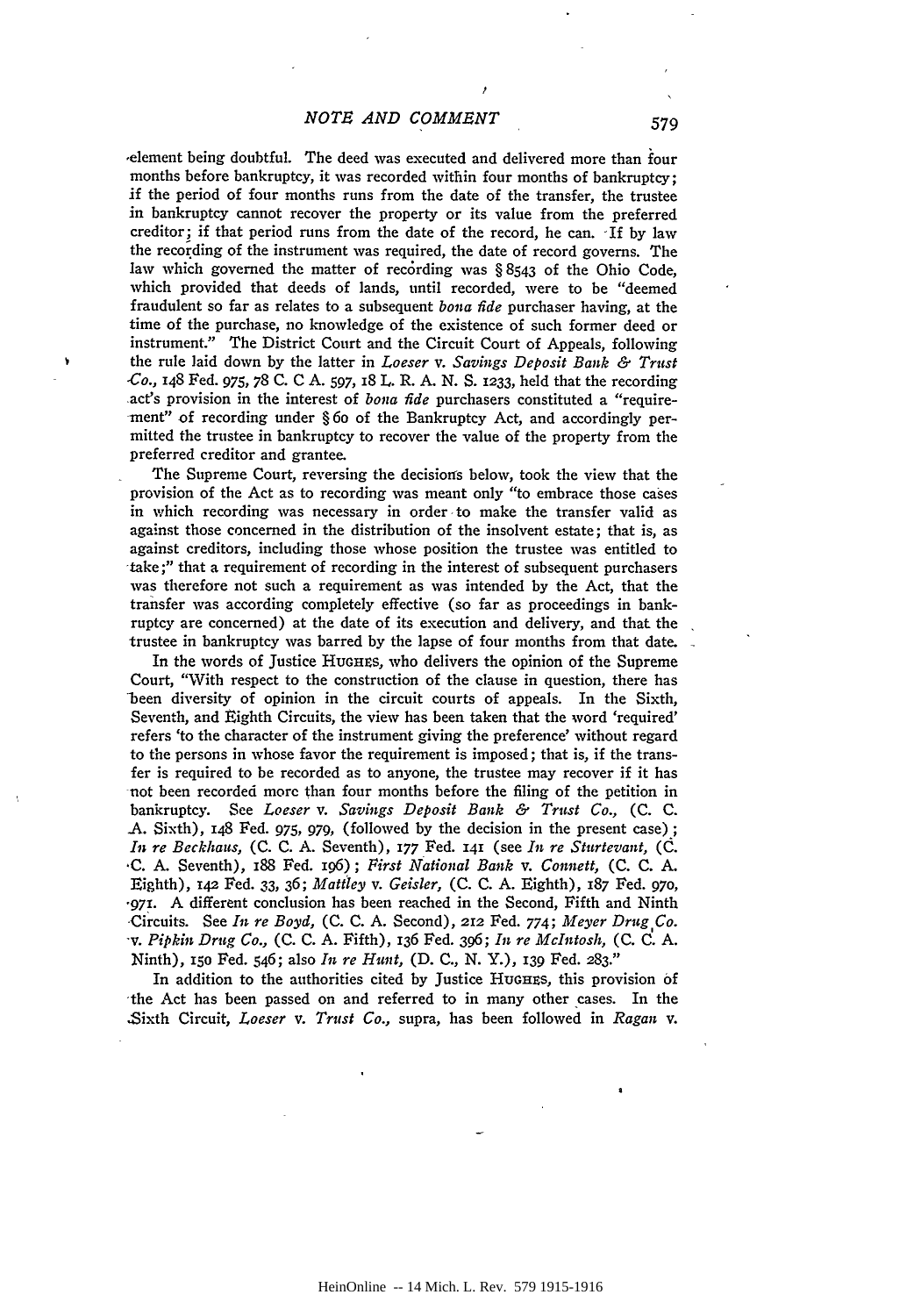element being doubtful. The deed was executed and delivered more than four months before bankruptcy, it was recorded within four months of bankruptcy; if the period of four months runs from the date of the transfer, the trustee in bankruptcy cannot recover the property or its value from the preferred creditor; if that period runs from the date of the record, he can. If by law the recording of the instrument was required, the date of record governs. The law which governed the matter of recording was § 8543 of the Ohio Code, which provided that deeds of lands, until recorded, were to be "deemed fraudulent so far as relates to a subsequent *bona fide* purchaser having, at the time of the purchase, no knowledge of the existence of such former deed or instrument." The District Court and the Circuit Court of Appeals, following the rule laid down by the latter in *Loeser* v. *Savings Deposit Bank & Trust Co.*, 148 Fed. 975, 78 C. C A. 597, 18 L. R. A. N. S. 1233, held that the recording act's provision in the interest of *bona fide* purchasers constituted a "requirement" of recording under § 60 of the Bankruptcy Act, and accordingly permitted the trustee in bankruptcy to recover the value of the property from the preferred creditor and grantee.

The Supreme Court, reversing the decisions below, took the view that the provision of the Act as to recording was meant only "to embrace those cases in which recording was necessary in order to make the transfer valid as against those concerned in the distribution of the insolvent estate; that is, as against creditors, including those whose position the trustee was entitled to take;" that a requirement of recording in the interest of subsequent purchasers was therefore not such a requirement as was intended by the Act, that the transfer was according completely effective (so far as proceedings in bankruptcy are concerned) at the date of its execution and delivery, and that the trustee in bankruptcy was barred by the lapse of four months from that date.

In the words of Justice HUGHES, who delivers the opinion of the Supreme Court, "With respect to the construction of the clause in question, there has been diversity of opinion in the circuit courts of appeals. In the Sixth, Seventh, and Eighth Circuits, the view has been taken that the word 'required' refers 'to the character of the instrument giving the preference' without regard to the persons in whose favor the requirement is imposed; that is, if the transfer is required to be recorded as to anyone, the trustee may recover if it has not been recorded more than four months before the filing of the petition in bankruptcy. See *Loeser* v. *Savings Deposit Bank & Trust Co.*, (C. C. A. Sixth), 148 Fed. 975, 979, (followed by the decision in the present case); *In re Beckhaus,* (C. C. A. Seventh), 177 Fed. 141 (see *In re Sturtevant,* (C. C. A. Seventh), 188 Fed. 196); *First National Bank* v. *Connett,* (C. C. A. Eighth), 142 Fed. 33, 36; *Mattley* v. *Geisler,* (C. C. A. Eighth), 187 Fed. 970, 971. A different conclusion has been reached in the Second, Fifth and Ninth Circuits. See *In re Boyd,* (C. C. A. Second), 212 Fed. 774; *Meyer Drug Co.* v. *Pipkin Drug Co.,* (C. C. A. Fifth), 136 Fed. 396; *In re McIntosh,* (C. C. A. Ninth), 150 Fed. 546; also *In re Hunt,* (D. C., N. Y.), 139 Fed. 283."

In addition to the authorities cited by Justice HUGHES, this provision of the Act has been passed on and referred to in many other cases. In the Sixth Circuit, *Loeser* v. *Trust Co.,* supra, has been followed in *Ragan* v.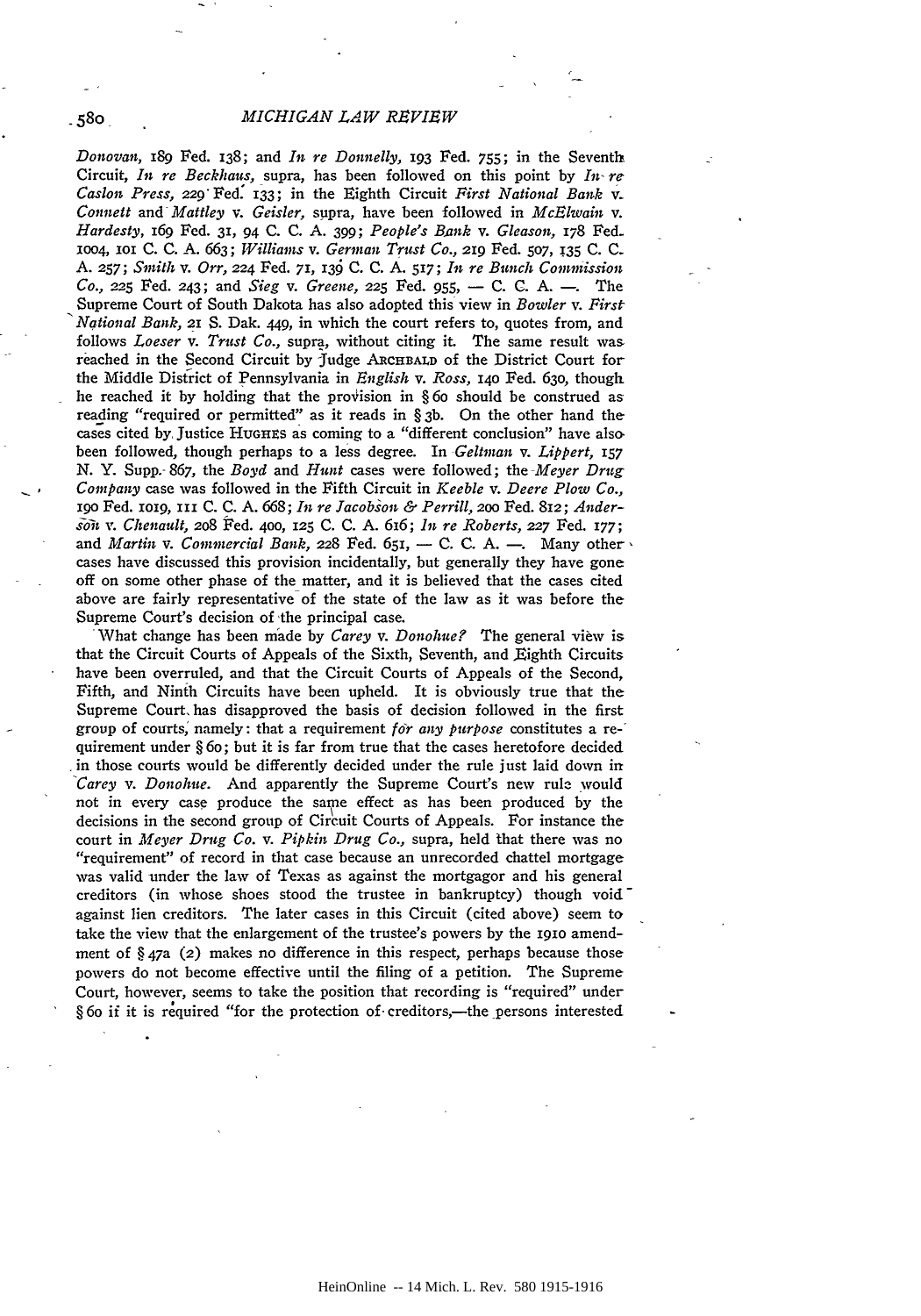*Donovan*, 189 Fed. 138; and *In re Donnelly*, 193 Fed. 755; in the Seventh Circuit, *In re Beckhaus*, supra, has been followed on this point by *In re Caslon Press*, 229 Fed. 133; in the Eighth Circuit *First National Bank* v. *Connett* and *Mattley* v. *Geisler*, supra, have been followed in *McElwain* v. *Hardesty*, 169 Fed. 31, 94 C. C. A. 399; *People's Bank* v. *Gleason*, 178 Fed. 1004, 101 C. C. A. 663; *Williams* v. *German Trust Co.*, 219 Fed. 507, 135 C. C. A. 257; *Smith* v. *Orr*, 224 Fed. 71, 139 C. C. A. 517; *In re Bunch Commission Co.*, 225 Fed. 243; and *Sieg* v. *Greene*, 225 Fed. 955, — C. C. A. —. The Supreme Court of South Dakota has also adopted this view in *Bowler* v. *First National Bank*, 21 S. Dak. 449, in which the court refers to, quotes from, and follows *Loeser* v. *Trust Co.*, supra, without citing it. The same result was reached in the Second Circuit by Judge ARCHBALD of the District Court for the Middle District of Pennsylvania in *English* v. *Ross*, 140 Fed. 630, though he reached it by holding that the provision in § 60 should be construed as reading "required or permitted" as it reads in § 3b. On the other hand the cases cited by Justice HUGHES as coming to a "different conclusion" have also been followed, though perhaps to a less degree. In *Geltman* v. *Lippert*, 157 N. Y. Supp. 867, the *Boyd* and *Hunt* cases were followed; the *Meyer Drug Company* case was followed in the Fifth Circuit in *Keeble* v. *Deere Plow Co.*, 190 Fed. 1019, 111 C. C. A. 668; *In re Jacobson & Perrill*, 200 Fed. 812; *Anderson* v. *Chenault*, 208 Fed. 400, 125 C. C. A. 616; *In re Roberts*, 227 Fed. 177; and *Martin* v. *Commercial Bank*, 228 Fed. 651, — C. C. A. —. Many other cases have discussed this provision incidentally, but generally they have gone off on some other phase of the matter, and it is believed that the cases cited above are fairly representative of the state of the law as it was before the Supreme Court's decision of the principal case.

What change has been made by *Carey* v. *Donohue?* The general view is that the Circuit Courts of Appeals of the Sixth, Seventh, and Eighth Circuits have been overruled, and that the Circuit Courts of Appeals of the Second, Fifth, and Ninth Circuits have been upheld. It is obviously true that the Supreme Court has disapproved the basis of decision followed in the first group of courts, namely: that a requirement *for any purpose* constitutes a requirement under § 60; but it is far from true that the cases heretofore decided in those courts would be differently decided under the rule just laid down in *Carey* v. *Donohue*. And apparently the Supreme Court's new rule would not in every case produce the same effect as has been produced by the decisions in the second group of Circuit Courts of Appeals. For instance the court in *Meyer Drug Co.* v. *Pipkin Drug Co.*, supra, held that there was no "requirement" of record in that case because an unrecorded chattel mortgage was valid under the law of Texas as against the mortgagor and his general creditors (in whose shoes stood the trustee in bankruptcy) though void against lien creditors. The later cases in this Circuit (cited above) seem to take the view that the enlargement of the trustee's powers by the 1910 amendment of § 47a (2) makes no difference in this respect, perhaps because those powers do not become effective until the filing of a petition. The Supreme Court, however, seems to take the position that recording is "required" under § 60 if it is required "for the protection of creditors,—the persons interested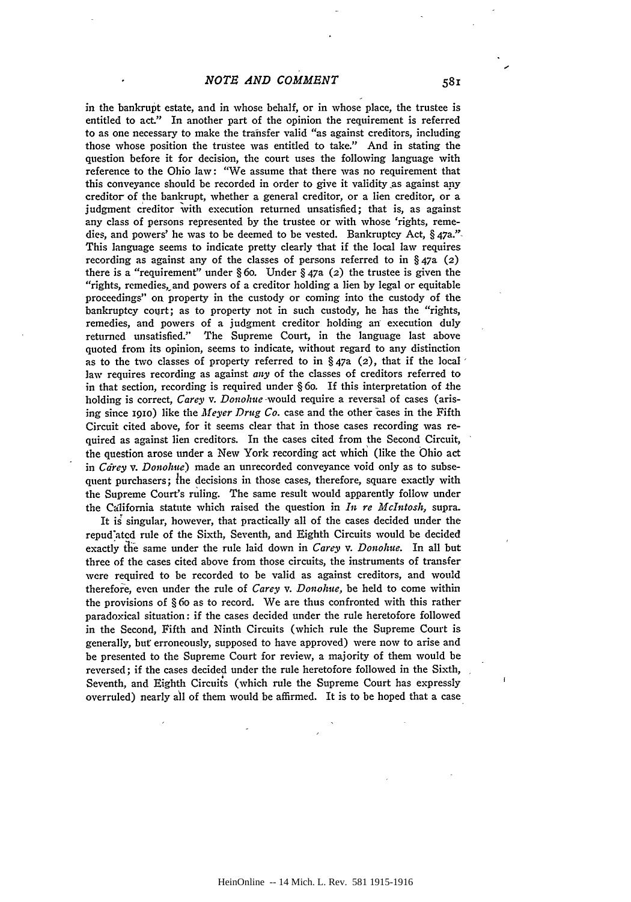in the bankrupt estate, and in whose behalf, or in whose place, the trustee is entitled to act." In another part of the opinion the requirement is referred to as one necessary to make the transfer valid "as against creditors, including those whose position the trustee was entitled to take." And in stating the question before it for decision, the court uses the following language with reference to the Ohio law: "We assume that there was no requirement that this conveyance should be recorded in order to give it validity as against any creditor of the bankrupt, whether a general creditor, or a lien creditor, or a judgment creditor with execution returned unsatisfied; that is, as against any class of persons represented by the trustee or with whose 'rights, remedies, and powers' he was to be deemed to be vested. Bankruptcy Act, § 47a." This language seems to indicate pretty clearly that if the local law requires recording as against any of the classes of persons referred to in § 47a (2) there is a "requirement" under § 60. Under § 47a (2) the trustee is given the "rights, remedies, and powers of a creditor holding a lien by legal or equitable proceedings" on property in the custody or coming into the custody of the bankruptcy court; as to property not in such custody, he has the "rights, remedies, and powers of a judgment creditor holding an execution duly returned unsatisfied." The Supreme Court, in the language last above quoted from its opinion, seems to indicate, without regard to any distinction as to the two classes of property referred to in § 47a (2), that if the local law requires recording as against *any* of the classes of creditors referred to in that section, recording is required under § 60. If this interpretation of the holding is correct, *Carey* v. *Donohue* would require a reversal of cases (arising since 1910) like the *Meyer Drug Co.* case and the other cases in the Fifth Circuit cited above, for it seems clear that in those cases recording was required as against lien creditors. In the cases cited from the Second Circuit, the question arose under a New York recording act which (like the Ohio act in *Carey* v. *Donohue*) made an unrecorded conveyance void only as to subsequent purchasers; the decisions in those cases, therefore, square exactly with the Supreme Court's ruling. The same result would apparently follow under the California statute which raised the question in *In re McIntosh*, supra.

It is singular, however, that practically all of the cases decided under the repudiated rule of the Sixth, Seventh, and Eighth Circuits would be decided exactly the same under the rule laid down in *Carey* v. *Donohue*. In all but three of the cases cited above from those circuits, the instruments of transfer were required to be recorded to be valid as against creditors, and would therefore, even under the rule of *Carey* v. *Donohue*, be held to come within the provisions of § 60 as to record. We are thus confronted with this rather paradoxical situation: if the cases decided under the rule heretofore followed in the Second, Fifth and Ninth Circuits (which rule the Supreme Court is generally, but erroneously, supposed to have approved) were now to arise and be presented to the Supreme Court for review, a majority of them would be reversed; if the cases decided under the rule heretofore followed in the Sixth, Seventh, and Eighth Circuits (which rule the Supreme Court has expressly overruled) nearly all of them would be affirmed. It is to be hoped that a case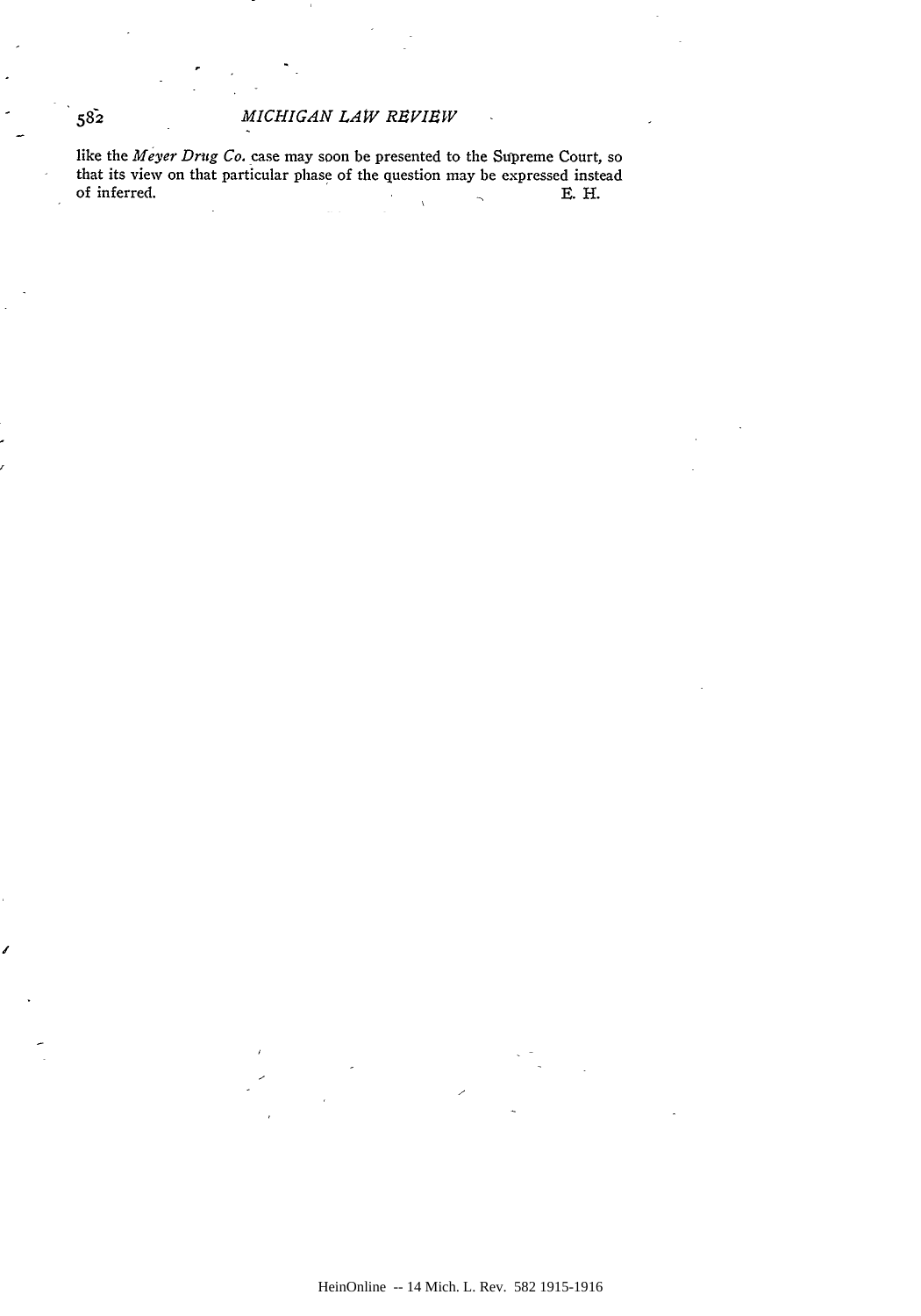like the *Meyer Drug Co.* case may soon be presented to the Supreme Court, so that its view on that particular phase of the question may be expressed instead of inferred.

E. H.